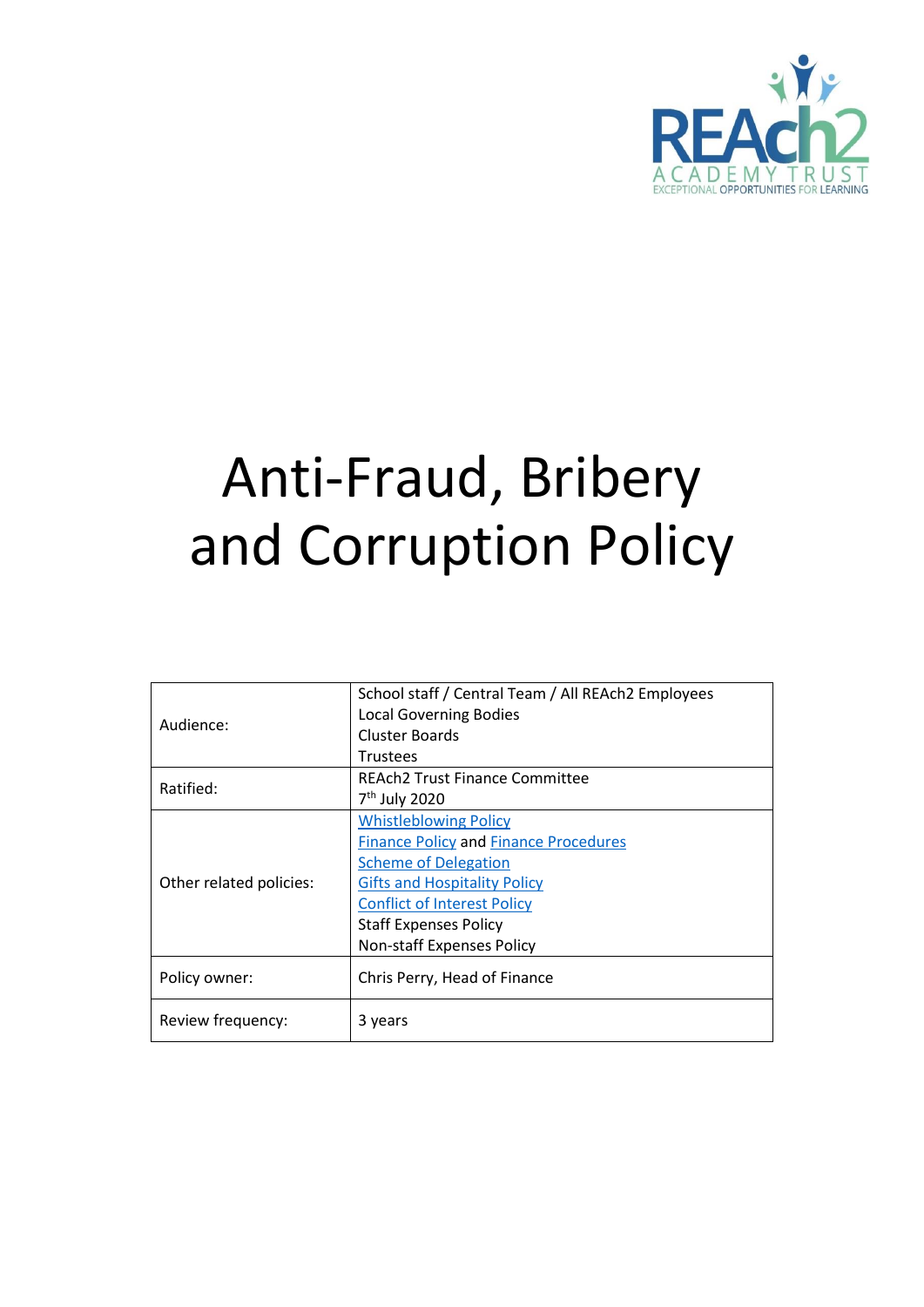REAch2 ACADEMY TRUST
EXCEPTIONAL OPPORTUNITIES FOR LEARNING

# Anti-Fraud, Bribery and Corruption Policy

| | |
|---|---|
| Audience: | School staff / Central Team / All REAch2 Employees<br>Local Governing Bodies<br>Cluster Boards<br>Trustees |
| Ratified: | REAch2 Trust Finance Committee<br>7th July 2020 |
| Other related policies: | Whistleblowing Policy<br>Finance Policy and Finance Procedures<br>Scheme of Delegation<br>Gifts and Hospitality Policy<br>Conflict of Interest Policy<br>Staff Expenses Policy<br>Non-staff Expenses Policy |
| Policy owner: | Chris Perry, Head of Finance |
| Review frequency: | 3 years |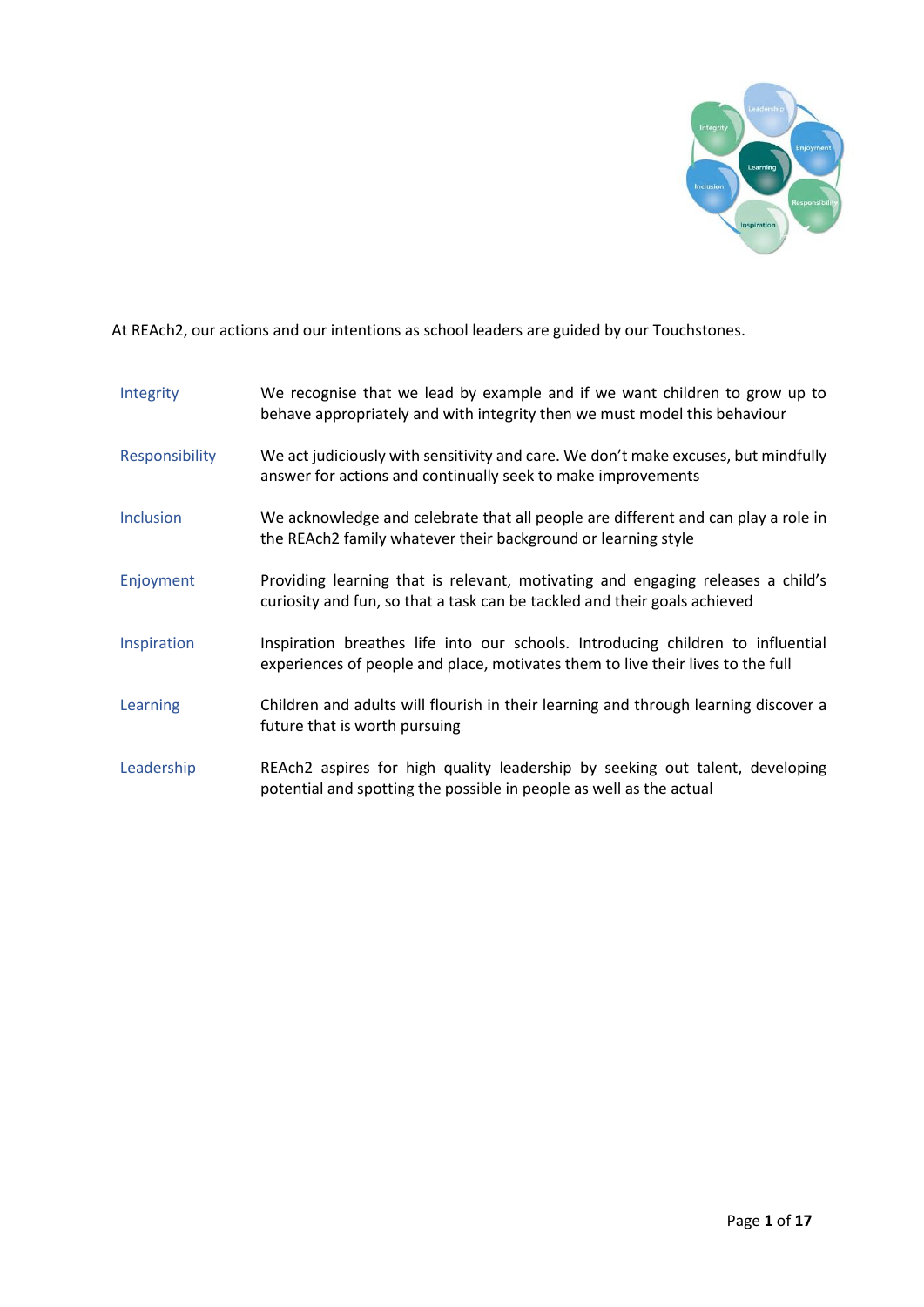At REAch2, our actions and our intentions as school leaders are guided by our Touchstones.

| | |
|---|---|
| Integrity | We recognise that we lead by example and if we want children to grow up to behave appropriately and with integrity then we must model this behaviour |
| Responsibility | We act judiciously with sensitivity and care. We don't make excuses, but mindfully answer for actions and continually seek to make improvements |
| Inclusion | We acknowledge and celebrate that all people are different and can play a role in the REAch2 family whatever their background or learning style |
| Enjoyment | Providing learning that is relevant, motivating and engaging releases a child's curiosity and fun, so that a task can be tackled and their goals achieved |
| Inspiration | Inspiration breathes life into our schools. Introducing children to influential experiences of people and place, motivates them to live their lives to the full |
| Learning | Children and adults will flourish in their learning and through learning discover a future that is worth pursuing |
| Leadership | REAch2 aspires for high quality leadership by seeking out talent, developing potential and spotting the possible in people as well as the actual |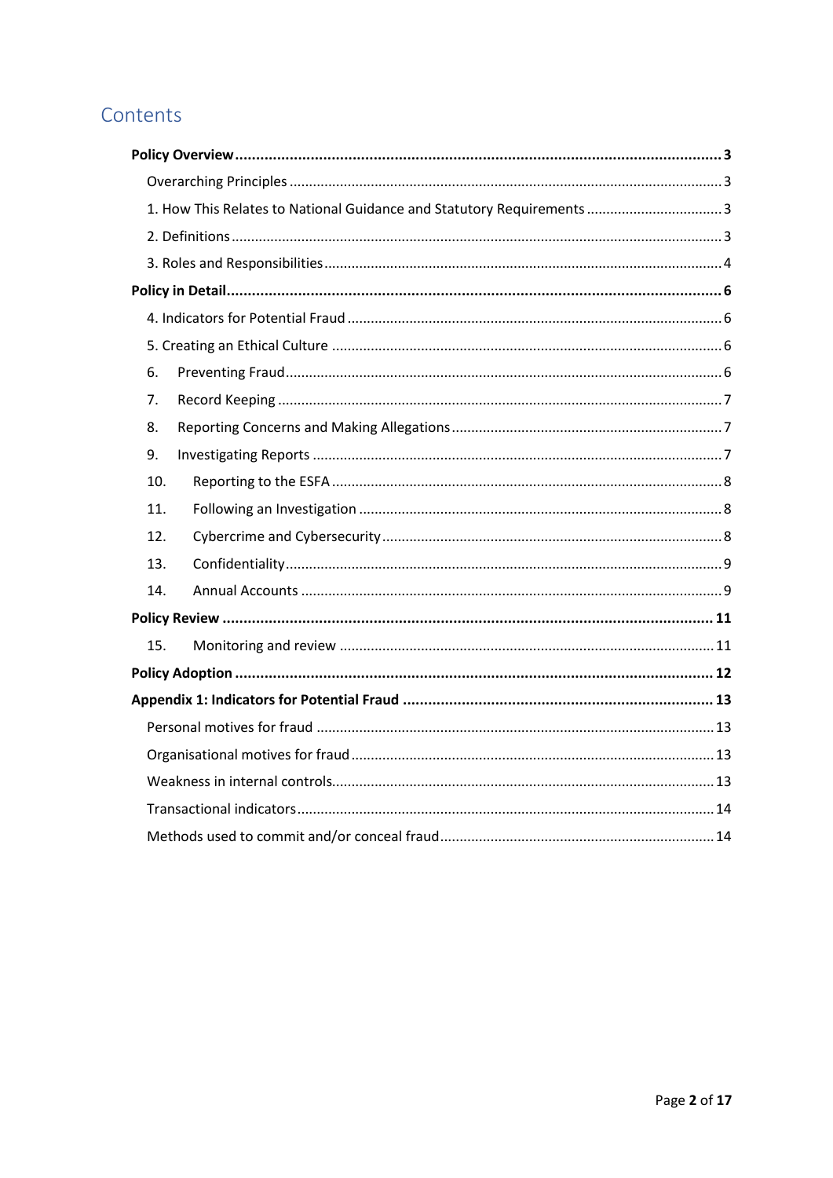# Contents

**Policy Overview** .......... **3**

- Overarching Principles .......... 3
- 1. How This Relates to National Guidance and Statutory Requirements .......... 3
- 2. Definitions .......... 3
- 3. Roles and Responsibilities .......... 4

**Policy in Detail** .......... **6**

- 4. Indicators for Potential Fraud .......... 6
- 5. Creating an Ethical Culture .......... 6
- 6. Preventing Fraud .......... 6
- 7. Record Keeping .......... 7
- 8. Reporting Concerns and Making Allegations .......... 7
- 9. Investigating Reports .......... 7
- 10. Reporting to the ESFA .......... 8
- 11. Following an Investigation .......... 8
- 12. Cybercrime and Cybersecurity .......... 8
- 13. Confidentiality .......... 9
- 14. Annual Accounts .......... 9

**Policy Review** .......... **11**

- 15. Monitoring and review .......... 11

**Policy Adoption** .......... **12**

**Appendix 1: Indicators for Potential Fraud** .......... **13**

- Personal motives for fraud .......... 13
- Organisational motives for fraud .......... 13
- Weakness in internal controls .......... 13
- Transactional indicators .......... 14
- Methods used to commit and/or conceal fraud .......... 14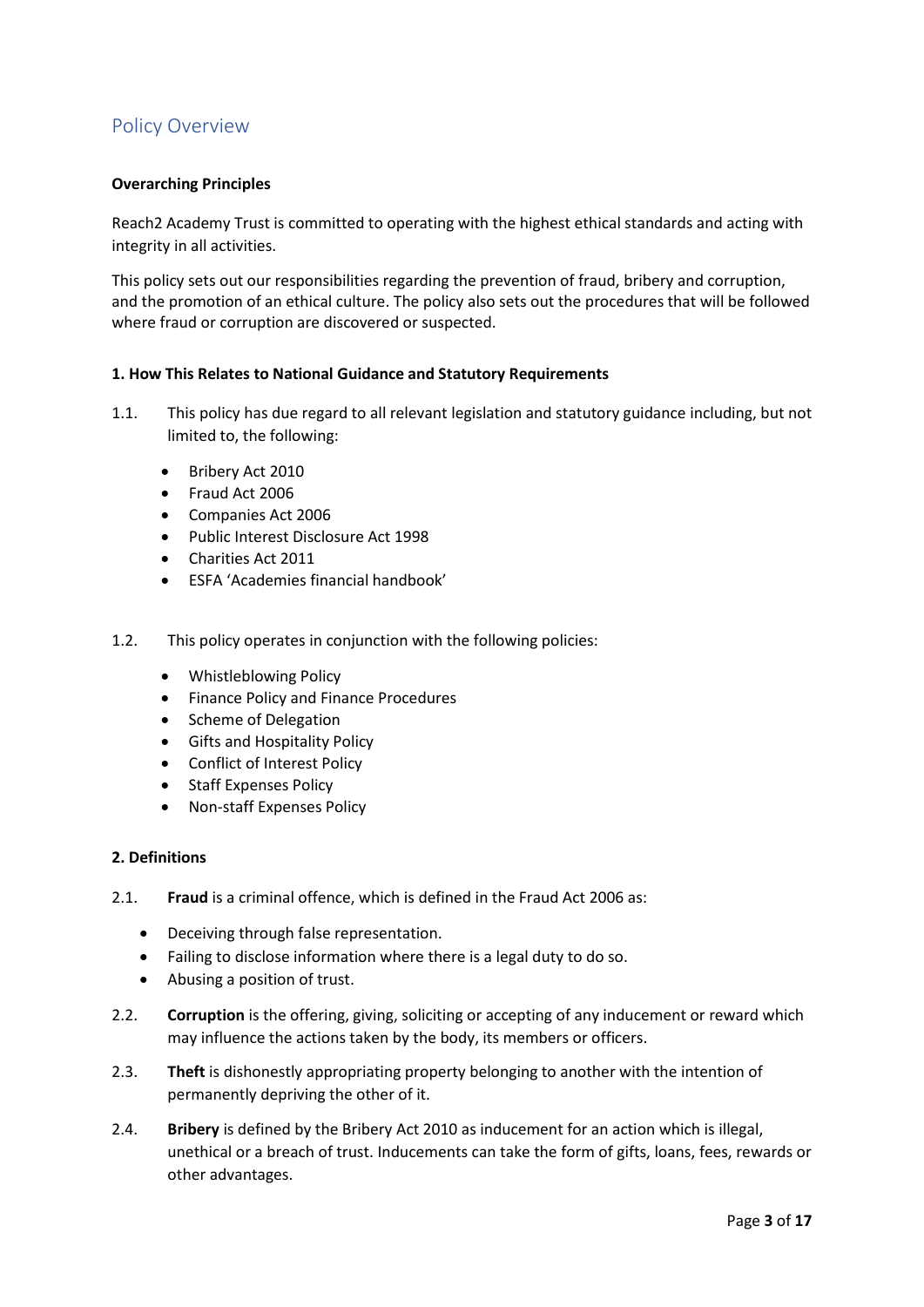## Policy Overview

**Overarching Principles**

Reach2 Academy Trust is committed to operating with the highest ethical standards and acting with integrity in all activities.

This policy sets out our responsibilities regarding the prevention of fraud, bribery and corruption, and the promotion of an ethical culture. The policy also sets out the procedures that will be followed where fraud or corruption are discovered or suspected.

**1. How This Relates to National Guidance and Statutory Requirements**

1.1. This policy has due regard to all relevant legislation and statutory guidance including, but not limited to, the following:

- Bribery Act 2010
- Fraud Act 2006
- Companies Act 2006
- Public Interest Disclosure Act 1998
- Charities Act 2011
- ESFA 'Academies financial handbook'

1.2. This policy operates in conjunction with the following policies:

- Whistleblowing Policy
- Finance Policy and Finance Procedures
- Scheme of Delegation
- Gifts and Hospitality Policy
- Conflict of Interest Policy
- Staff Expenses Policy
- Non-staff Expenses Policy

**2. Definitions**

2.1. **Fraud** is a criminal offence, which is defined in the Fraud Act 2006 as:

- Deceiving through false representation.
- Failing to disclose information where there is a legal duty to do so.
- Abusing a position of trust.

2.2. **Corruption** is the offering, giving, soliciting or accepting of any inducement or reward which may influence the actions taken by the body, its members or officers.

2.3. **Theft** is dishonestly appropriating property belonging to another with the intention of permanently depriving the other of it.

2.4. **Bribery** is defined by the Bribery Act 2010 as inducement for an action which is illegal, unethical or a breach of trust. Inducements can take the form of gifts, loans, fees, rewards or other advantages.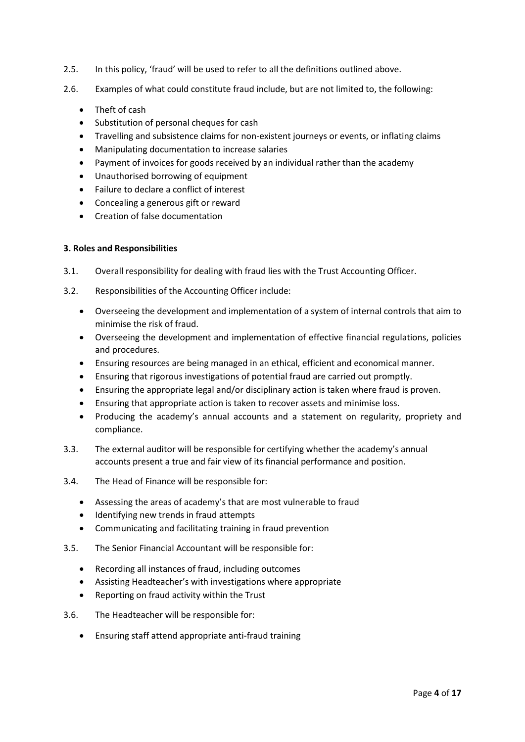2.5. In this policy, 'fraud' will be used to refer to all the definitions outlined above.

2.6. Examples of what could constitute fraud include, but are not limited to, the following:

- Theft of cash
- Substitution of personal cheques for cash
- Travelling and subsistence claims for non-existent journeys or events, or inflating claims
- Manipulating documentation to increase salaries
- Payment of invoices for goods received by an individual rather than the academy
- Unauthorised borrowing of equipment
- Failure to declare a conflict of interest
- Concealing a generous gift or reward
- Creation of false documentation

**3. Roles and Responsibilities**

3.1. Overall responsibility for dealing with fraud lies with the Trust Accounting Officer.

3.2. Responsibilities of the Accounting Officer include:

- Overseeing the development and implementation of a system of internal controls that aim to minimise the risk of fraud.
- Overseeing the development and implementation of effective financial regulations, policies and procedures.
- Ensuring resources are being managed in an ethical, efficient and economical manner.
- Ensuring that rigorous investigations of potential fraud are carried out promptly.
- Ensuring the appropriate legal and/or disciplinary action is taken where fraud is proven.
- Ensuring that appropriate action is taken to recover assets and minimise loss.
- Producing the academy's annual accounts and a statement on regularity, propriety and compliance.

3.3. The external auditor will be responsible for certifying whether the academy's annual accounts present a true and fair view of its financial performance and position.

3.4. The Head of Finance will be responsible for:

- Assessing the areas of academy's that are most vulnerable to fraud
- Identifying new trends in fraud attempts
- Communicating and facilitating training in fraud prevention

3.5. The Senior Financial Accountant will be responsible for:

- Recording all instances of fraud, including outcomes
- Assisting Headteacher's with investigations where appropriate
- Reporting on fraud activity within the Trust

3.6. The Headteacher will be responsible for:

- Ensuring staff attend appropriate anti-fraud training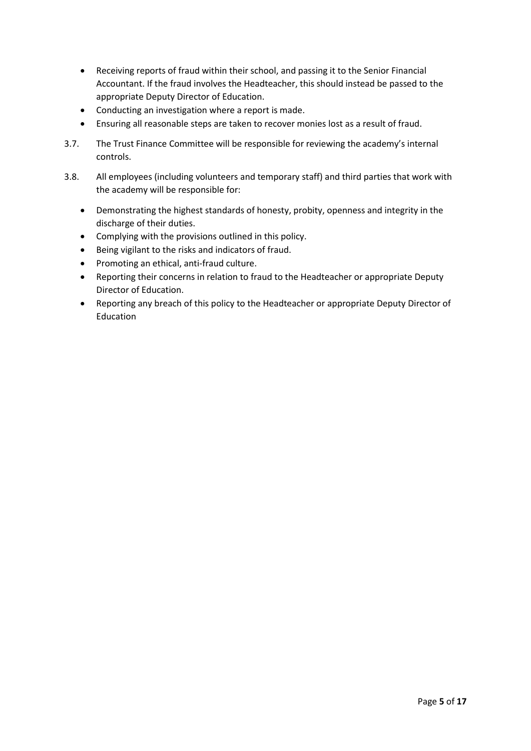- Receiving reports of fraud within their school, and passing it to the Senior Financial Accountant. If the fraud involves the Headteacher, this should instead be passed to the appropriate Deputy Director of Education.
- Conducting an investigation where a report is made.
- Ensuring all reasonable steps are taken to recover monies lost as a result of fraud.

3.7. The Trust Finance Committee will be responsible for reviewing the academy's internal controls.

3.8. All employees (including volunteers and temporary staff) and third parties that work with the academy will be responsible for:

- Demonstrating the highest standards of honesty, probity, openness and integrity in the discharge of their duties.
- Complying with the provisions outlined in this policy.
- Being vigilant to the risks and indicators of fraud.
- Promoting an ethical, anti-fraud culture.
- Reporting their concerns in relation to fraud to the Headteacher or appropriate Deputy Director of Education.
- Reporting any breach of this policy to the Headteacher or appropriate Deputy Director of Education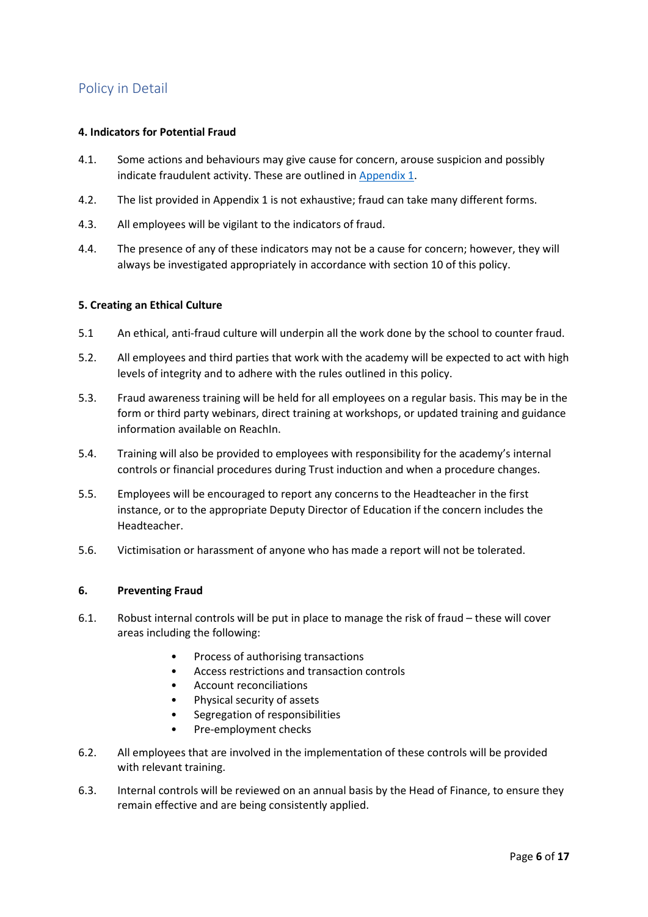## Policy in Detail

**4. Indicators for Potential Fraud**

4.1. Some actions and behaviours may give cause for concern, arouse suspicion and possibly indicate fraudulent activity. These are outlined in [Appendix 1](#).

4.2. The list provided in Appendix 1 is not exhaustive; fraud can take many different forms.

4.3. All employees will be vigilant to the indicators of fraud.

4.4. The presence of any of these indicators may not be a cause for concern; however, they will always be investigated appropriately in accordance with section 10 of this policy.

**5. Creating an Ethical Culture**

5.1 An ethical, anti-fraud culture will underpin all the work done by the school to counter fraud.

5.2. All employees and third parties that work with the academy will be expected to act with high levels of integrity and to adhere with the rules outlined in this policy.

5.3. Fraud awareness training will be held for all employees on a regular basis. This may be in the form or third party webinars, direct training at workshops, or updated training and guidance information available on ReachIn.

5.4. Training will also be provided to employees with responsibility for the academy's internal controls or financial procedures during Trust induction and when a procedure changes.

5.5. Employees will be encouraged to report any concerns to the Headteacher in the first instance, or to the appropriate Deputy Director of Education if the concern includes the Headteacher.

5.6. Victimisation or harassment of anyone who has made a report will not be tolerated.

**6. Preventing Fraud**

6.1. Robust internal controls will be put in place to manage the risk of fraud – these will cover areas including the following:

- Process of authorising transactions
- Access restrictions and transaction controls
- Account reconciliations
- Physical security of assets
- Segregation of responsibilities
- Pre-employment checks

6.2. All employees that are involved in the implementation of these controls will be provided with relevant training.

6.3. Internal controls will be reviewed on an annual basis by the Head of Finance, to ensure they remain effective and are being consistently applied.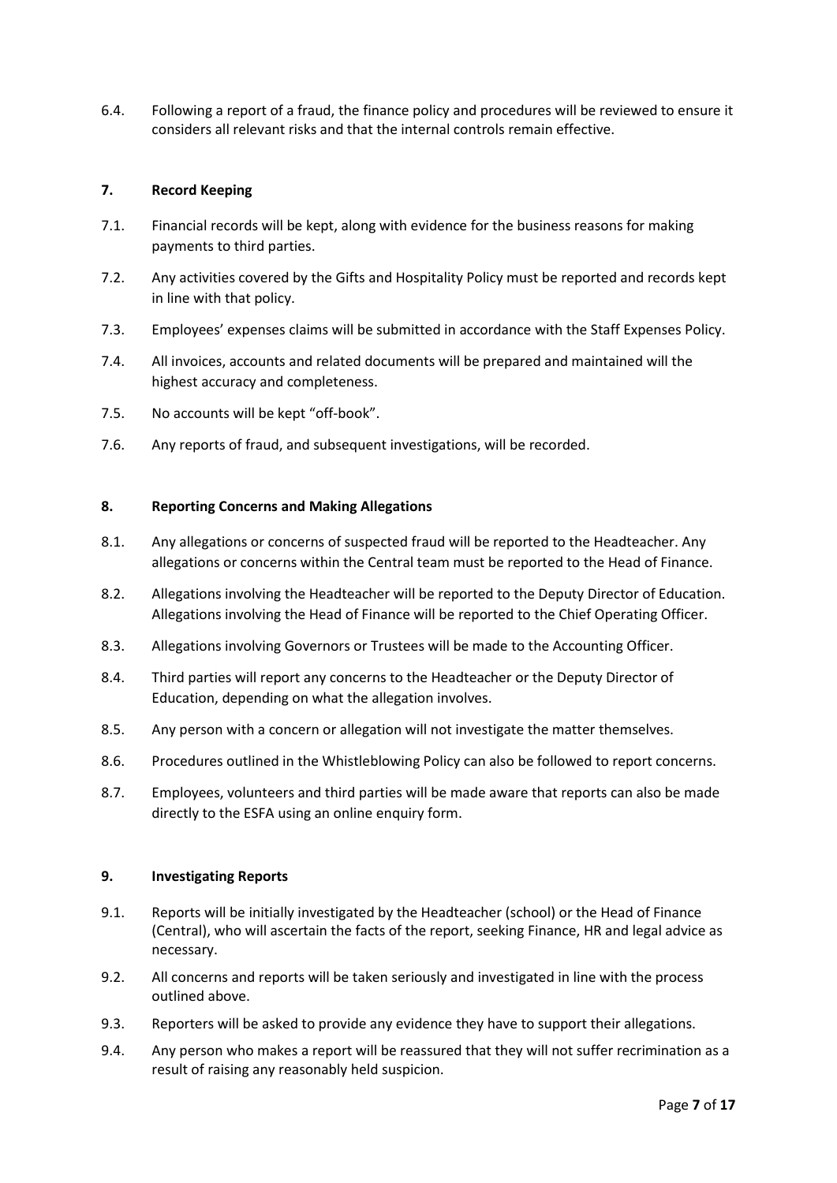6.4. Following a report of a fraud, the finance policy and procedures will be reviewed to ensure it considers all relevant risks and that the internal controls remain effective.

## 7. Record Keeping

7.1. Financial records will be kept, along with evidence for the business reasons for making payments to third parties.

7.2. Any activities covered by the Gifts and Hospitality Policy must be reported and records kept in line with that policy.

7.3. Employees' expenses claims will be submitted in accordance with the Staff Expenses Policy.

7.4. All invoices, accounts and related documents will be prepared and maintained will the highest accuracy and completeness.

7.5. No accounts will be kept "off-book".

7.6. Any reports of fraud, and subsequent investigations, will be recorded.

## 8. Reporting Concerns and Making Allegations

8.1. Any allegations or concerns of suspected fraud will be reported to the Headteacher. Any allegations or concerns within the Central team must be reported to the Head of Finance.

8.2. Allegations involving the Headteacher will be reported to the Deputy Director of Education. Allegations involving the Head of Finance will be reported to the Chief Operating Officer.

8.3. Allegations involving Governors or Trustees will be made to the Accounting Officer.

8.4. Third parties will report any concerns to the Headteacher or the Deputy Director of Education, depending on what the allegation involves.

8.5. Any person with a concern or allegation will not investigate the matter themselves.

8.6. Procedures outlined in the Whistleblowing Policy can also be followed to report concerns.

8.7. Employees, volunteers and third parties will be made aware that reports can also be made directly to the ESFA using an online enquiry form.

## 9. Investigating Reports

9.1. Reports will be initially investigated by the Headteacher (school) or the Head of Finance (Central), who will ascertain the facts of the report, seeking Finance, HR and legal advice as necessary.

9.2. All concerns and reports will be taken seriously and investigated in line with the process outlined above.

9.3. Reporters will be asked to provide any evidence they have to support their allegations.

9.4. Any person who makes a report will be reassured that they will not suffer recrimination as a result of raising any reasonably held suspicion.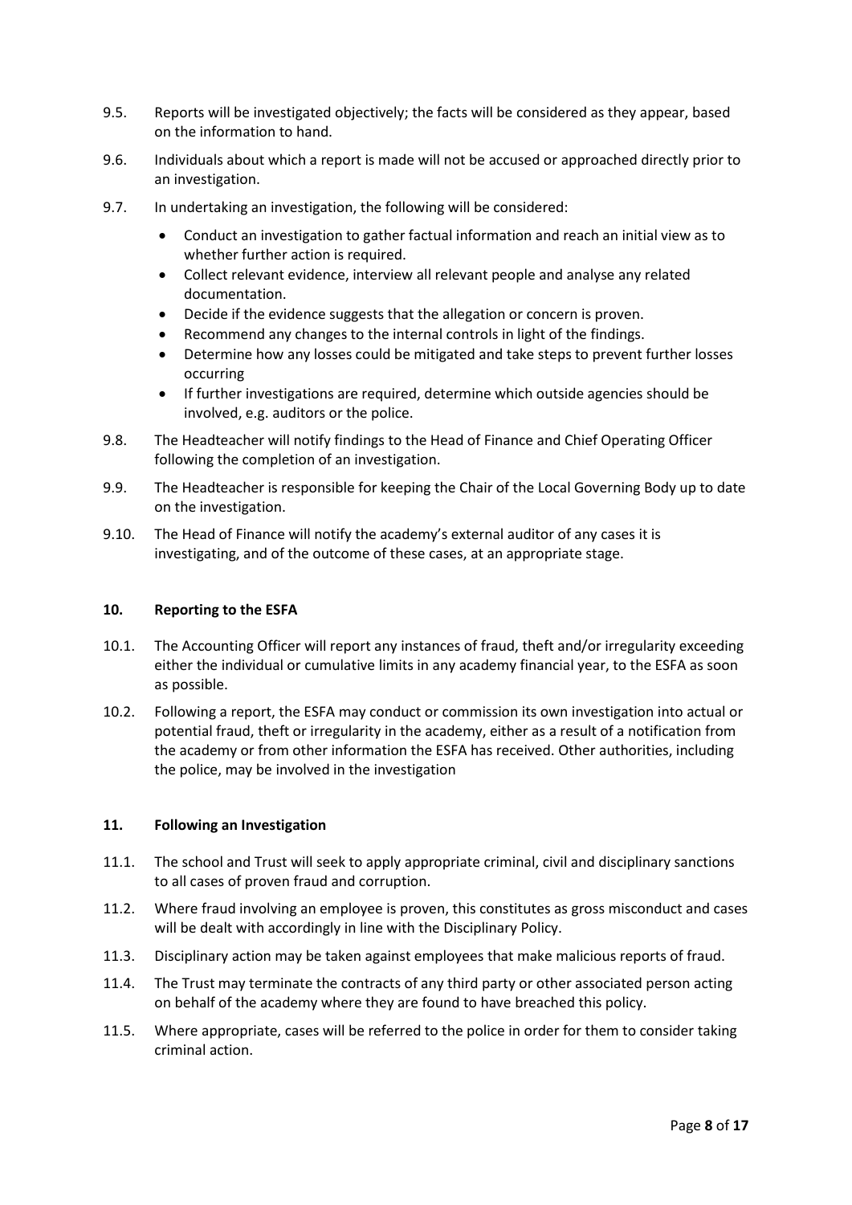9.5. Reports will be investigated objectively; the facts will be considered as they appear, based on the information to hand.

9.6. Individuals about which a report is made will not be accused or approached directly prior to an investigation.

9.7. In undertaking an investigation, the following will be considered:

- Conduct an investigation to gather factual information and reach an initial view as to whether further action is required.
- Collect relevant evidence, interview all relevant people and analyse any related documentation.
- Decide if the evidence suggests that the allegation or concern is proven.
- Recommend any changes to the internal controls in light of the findings.
- Determine how any losses could be mitigated and take steps to prevent further losses occurring
- If further investigations are required, determine which outside agencies should be involved, e.g. auditors or the police.

9.8. The Headteacher will notify findings to the Head of Finance and Chief Operating Officer following the completion of an investigation.

9.9. The Headteacher is responsible for keeping the Chair of the Local Governing Body up to date on the investigation.

9.10. The Head of Finance will notify the academy's external auditor of any cases it is investigating, and of the outcome of these cases, at an appropriate stage.

## 10. Reporting to the ESFA

10.1. The Accounting Officer will report any instances of fraud, theft and/or irregularity exceeding either the individual or cumulative limits in any academy financial year, to the ESFA as soon as possible.

10.2. Following a report, the ESFA may conduct or commission its own investigation into actual or potential fraud, theft or irregularity in the academy, either as a result of a notification from the academy or from other information the ESFA has received. Other authorities, including the police, may be involved in the investigation

## 11. Following an Investigation

11.1. The school and Trust will seek to apply appropriate criminal, civil and disciplinary sanctions to all cases of proven fraud and corruption.

11.2. Where fraud involving an employee is proven, this constitutes as gross misconduct and cases will be dealt with accordingly in line with the Disciplinary Policy.

11.3. Disciplinary action may be taken against employees that make malicious reports of fraud.

11.4. The Trust may terminate the contracts of any third party or other associated person acting on behalf of the academy where they are found to have breached this policy.

11.5. Where appropriate, cases will be referred to the police in order for them to consider taking criminal action.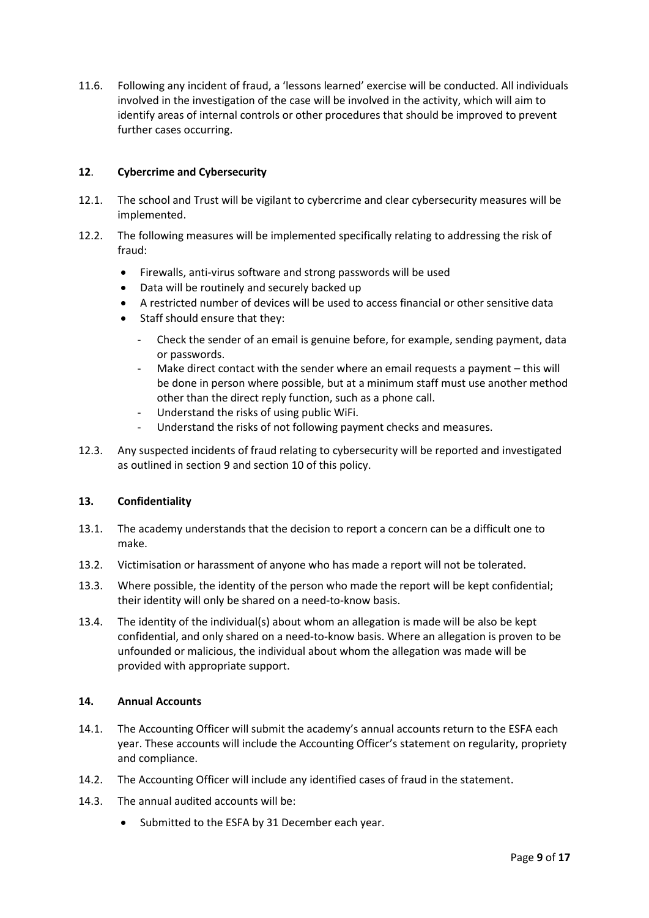11.6. Following any incident of fraud, a 'lessons learned' exercise will be conducted. All individuals involved in the investigation of the case will be involved in the activity, which will aim to identify areas of internal controls or other procedures that should be improved to prevent further cases occurring.

## 12. Cybercrime and Cybersecurity

12.1. The school and Trust will be vigilant to cybercrime and clear cybersecurity measures will be implemented.

12.2. The following measures will be implemented specifically relating to addressing the risk of fraud:

- Firewalls, anti-virus software and strong passwords will be used
- Data will be routinely and securely backed up
- A restricted number of devices will be used to access financial or other sensitive data
- Staff should ensure that they:
  - Check the sender of an email is genuine before, for example, sending payment, data or passwords.
  - Make direct contact with the sender where an email requests a payment – this will be done in person where possible, but at a minimum staff must use another method other than the direct reply function, such as a phone call.
  - Understand the risks of using public WiFi.
  - Understand the risks of not following payment checks and measures.

12.3. Any suspected incidents of fraud relating to cybersecurity will be reported and investigated as outlined in section 9 and section 10 of this policy.

## 13. Confidentiality

13.1. The academy understands that the decision to report a concern can be a difficult one to make.

13.2. Victimisation or harassment of anyone who has made a report will not be tolerated.

13.3. Where possible, the identity of the person who made the report will be kept confidential; their identity will only be shared on a need-to-know basis.

13.4. The identity of the individual(s) about whom an allegation is made will be also be kept confidential, and only shared on a need-to-know basis. Where an allegation is proven to be unfounded or malicious, the individual about whom the allegation was made will be provided with appropriate support.

## 14. Annual Accounts

14.1. The Accounting Officer will submit the academy's annual accounts return to the ESFA each year. These accounts will include the Accounting Officer's statement on regularity, propriety and compliance.

14.2. The Accounting Officer will include any identified cases of fraud in the statement.

14.3. The annual audited accounts will be:

- Submitted to the ESFA by 31 December each year.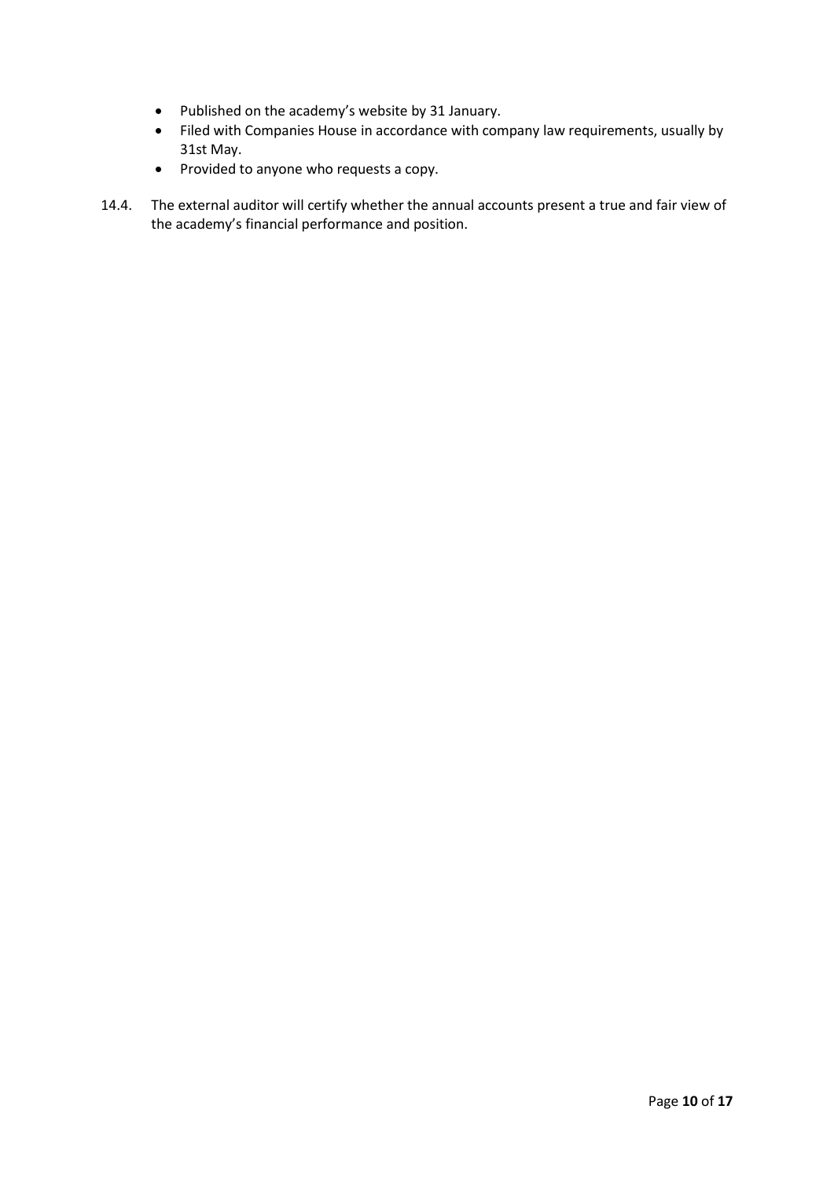- Published on the academy's website by 31 January.
- Filed with Companies House in accordance with company law requirements, usually by 31st May.
- Provided to anyone who requests a copy.

14.4. The external auditor will certify whether the annual accounts present a true and fair view of the academy's financial performance and position.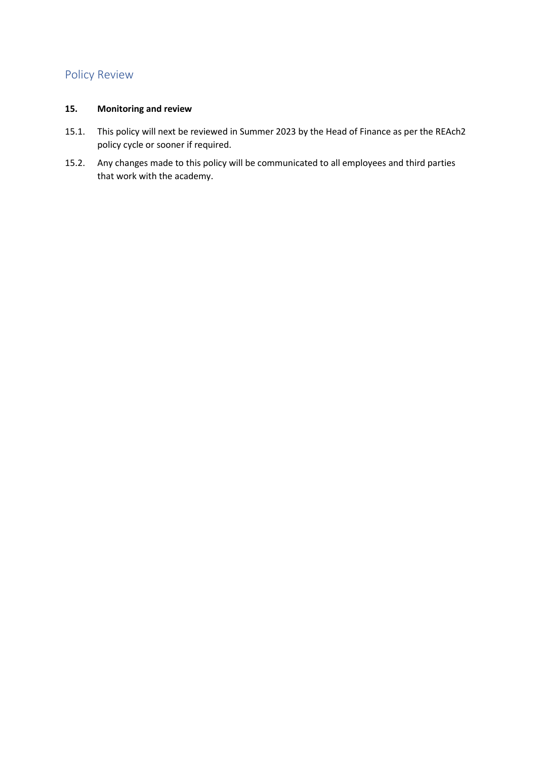## Policy Review

### 15. Monitoring and review

15.1. This policy will next be reviewed in Summer 2023 by the Head of Finance as per the REAch2 policy cycle or sooner if required.

15.2. Any changes made to this policy will be communicated to all employees and third parties that work with the academy.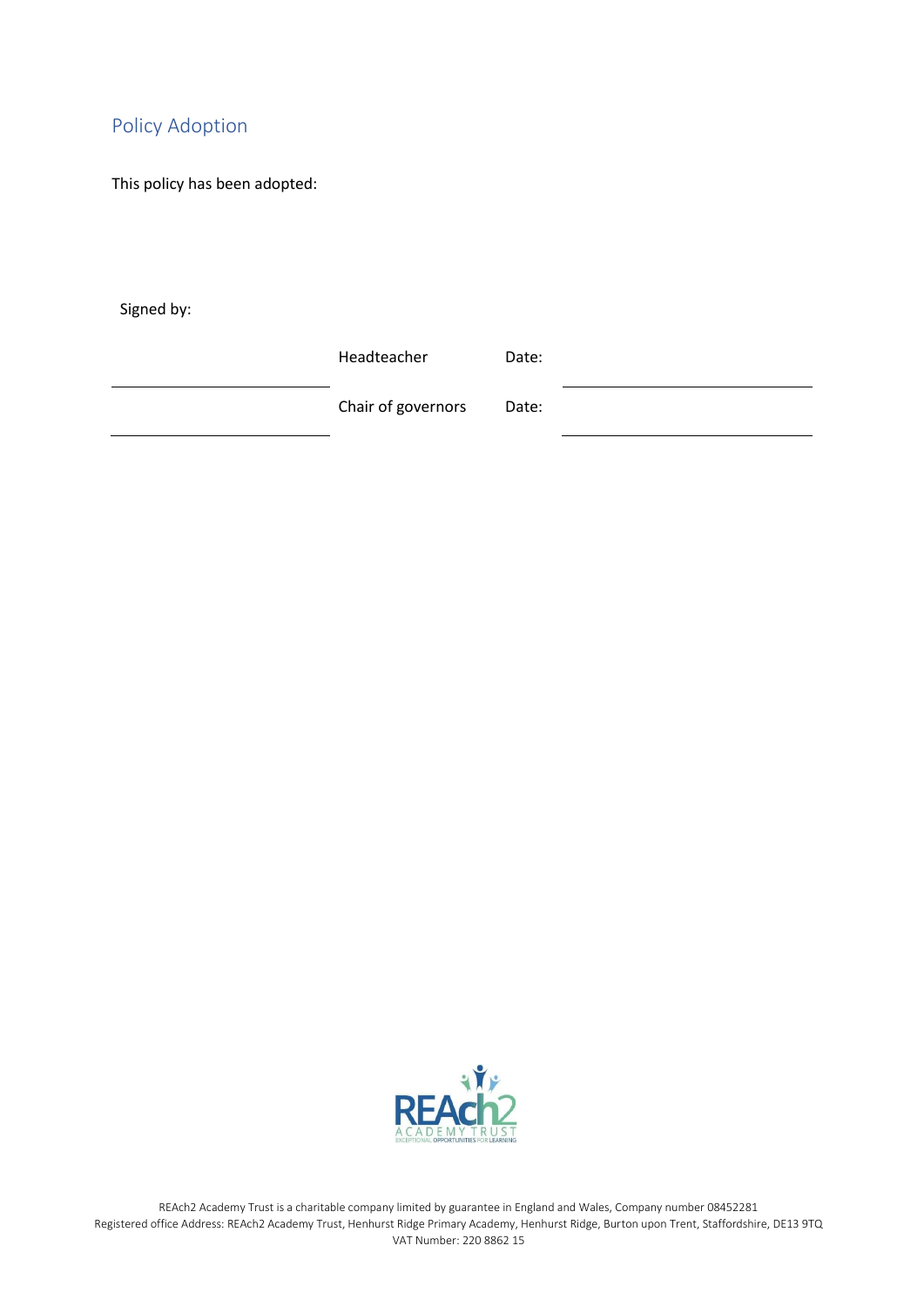## Policy Adoption

This policy has been adopted:

Signed by:

| | | | |
|---|---|---|---|
| ____________________ | Headteacher | Date: | ____________________ |
| ____________________ | Chair of governors | Date: | ____________________ |

REAch2 Academy Trust is a charitable company limited by guarantee in England and Wales, Company number 08452281
Registered office Address: REAch2 Academy Trust, Henhurst Ridge Primary Academy, Henhurst Ridge, Burton upon Trent, Staffordshire, DE13 9TQ
VAT Number: 220 8862 15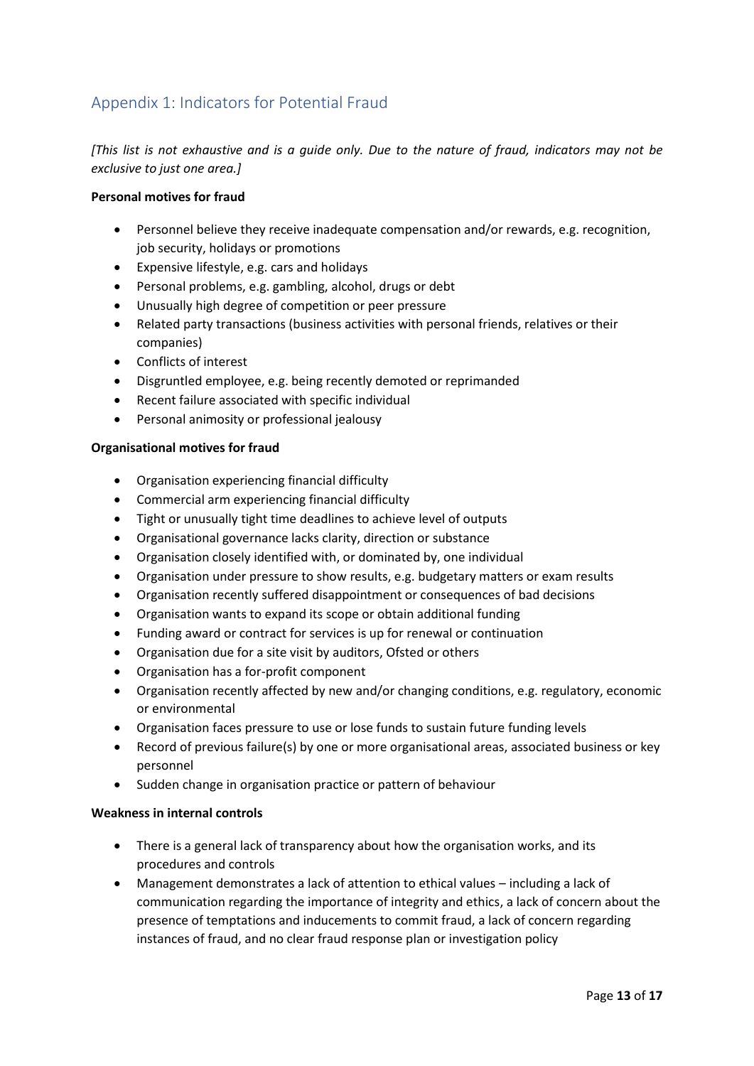## Appendix 1: Indicators for Potential Fraud

*[This list is not exhaustive and is a guide only. Due to the nature of fraud, indicators may not be exclusive to just one area.]*

**Personal motives for fraud**

- Personnel believe they receive inadequate compensation and/or rewards, e.g. recognition, job security, holidays or promotions
- Expensive lifestyle, e.g. cars and holidays
- Personal problems, e.g. gambling, alcohol, drugs or debt
- Unusually high degree of competition or peer pressure
- Related party transactions (business activities with personal friends, relatives or their companies)
- Conflicts of interest
- Disgruntled employee, e.g. being recently demoted or reprimanded
- Recent failure associated with specific individual
- Personal animosity or professional jealousy

**Organisational motives for fraud**

- Organisation experiencing financial difficulty
- Commercial arm experiencing financial difficulty
- Tight or unusually tight time deadlines to achieve level of outputs
- Organisational governance lacks clarity, direction or substance
- Organisation closely identified with, or dominated by, one individual
- Organisation under pressure to show results, e.g. budgetary matters or exam results
- Organisation recently suffered disappointment or consequences of bad decisions
- Organisation wants to expand its scope or obtain additional funding
- Funding award or contract for services is up for renewal or continuation
- Organisation due for a site visit by auditors, Ofsted or others
- Organisation has a for-profit component
- Organisation recently affected by new and/or changing conditions, e.g. regulatory, economic or environmental
- Organisation faces pressure to use or lose funds to sustain future funding levels
- Record of previous failure(s) by one or more organisational areas, associated business or key personnel
- Sudden change in organisation practice or pattern of behaviour

**Weakness in internal controls**

- There is a general lack of transparency about how the organisation works, and its procedures and controls
- Management demonstrates a lack of attention to ethical values – including a lack of communication regarding the importance of integrity and ethics, a lack of concern about the presence of temptations and inducements to commit fraud, a lack of concern regarding instances of fraud, and no clear fraud response plan or investigation policy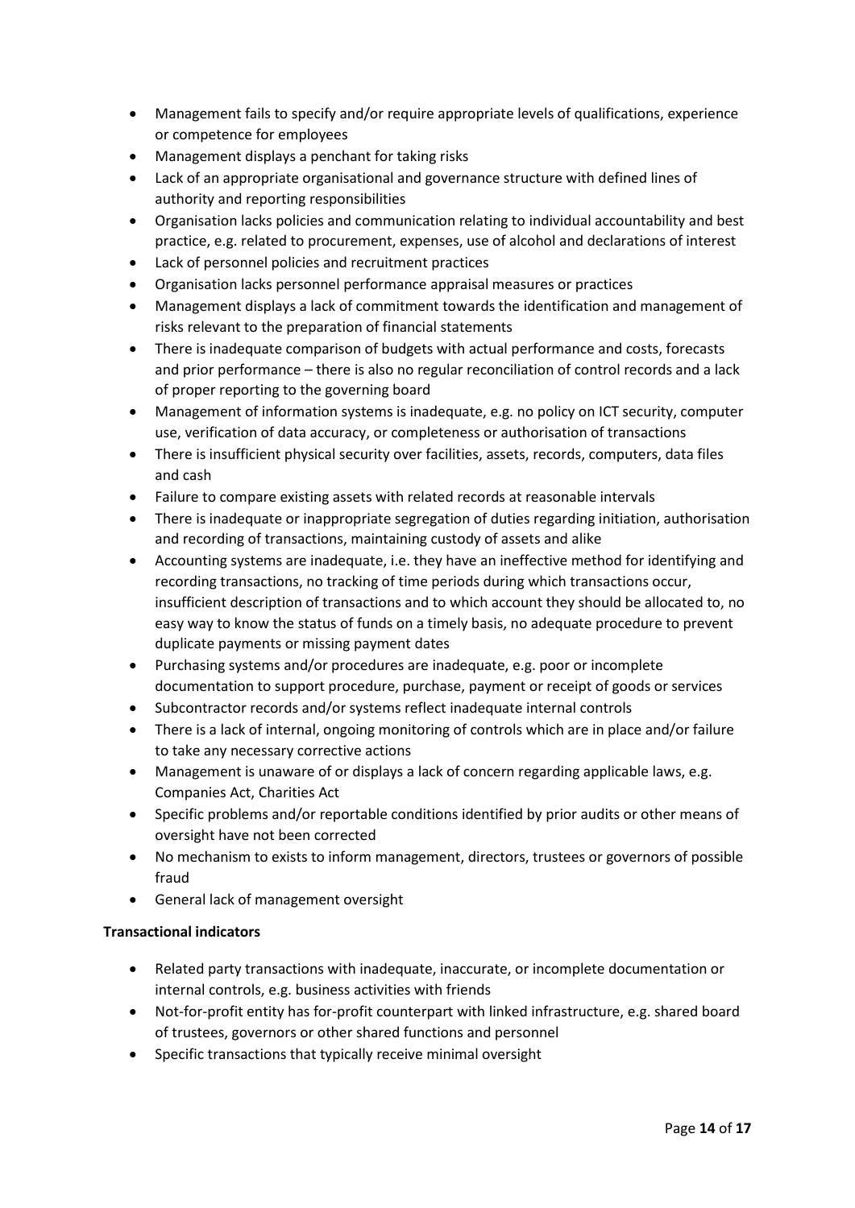- Management fails to specify and/or require appropriate levels of qualifications, experience or competence for employees
- Management displays a penchant for taking risks
- Lack of an appropriate organisational and governance structure with defined lines of authority and reporting responsibilities
- Organisation lacks policies and communication relating to individual accountability and best practice, e.g. related to procurement, expenses, use of alcohol and declarations of interest
- Lack of personnel policies and recruitment practices
- Organisation lacks personnel performance appraisal measures or practices
- Management displays a lack of commitment towards the identification and management of risks relevant to the preparation of financial statements
- There is inadequate comparison of budgets with actual performance and costs, forecasts and prior performance – there is also no regular reconciliation of control records and a lack of proper reporting to the governing board
- Management of information systems is inadequate, e.g. no policy on ICT security, computer use, verification of data accuracy, or completeness or authorisation of transactions
- There is insufficient physical security over facilities, assets, records, computers, data files and cash
- Failure to compare existing assets with related records at reasonable intervals
- There is inadequate or inappropriate segregation of duties regarding initiation, authorisation and recording of transactions, maintaining custody of assets and alike
- Accounting systems are inadequate, i.e. they have an ineffective method for identifying and recording transactions, no tracking of time periods during which transactions occur, insufficient description of transactions and to which account they should be allocated to, no easy way to know the status of funds on a timely basis, no adequate procedure to prevent duplicate payments or missing payment dates
- Purchasing systems and/or procedures are inadequate, e.g. poor or incomplete documentation to support procedure, purchase, payment or receipt of goods or services
- Subcontractor records and/or systems reflect inadequate internal controls
- There is a lack of internal, ongoing monitoring of controls which are in place and/or failure to take any necessary corrective actions
- Management is unaware of or displays a lack of concern regarding applicable laws, e.g. Companies Act, Charities Act
- Specific problems and/or reportable conditions identified by prior audits or other means of oversight have not been corrected
- No mechanism to exists to inform management, directors, trustees or governors of possible fraud
- General lack of management oversight

**Transactional indicators**

- Related party transactions with inadequate, inaccurate, or incomplete documentation or internal controls, e.g. business activities with friends
- Not-for-profit entity has for-profit counterpart with linked infrastructure, e.g. shared board of trustees, governors or other shared functions and personnel
- Specific transactions that typically receive minimal oversight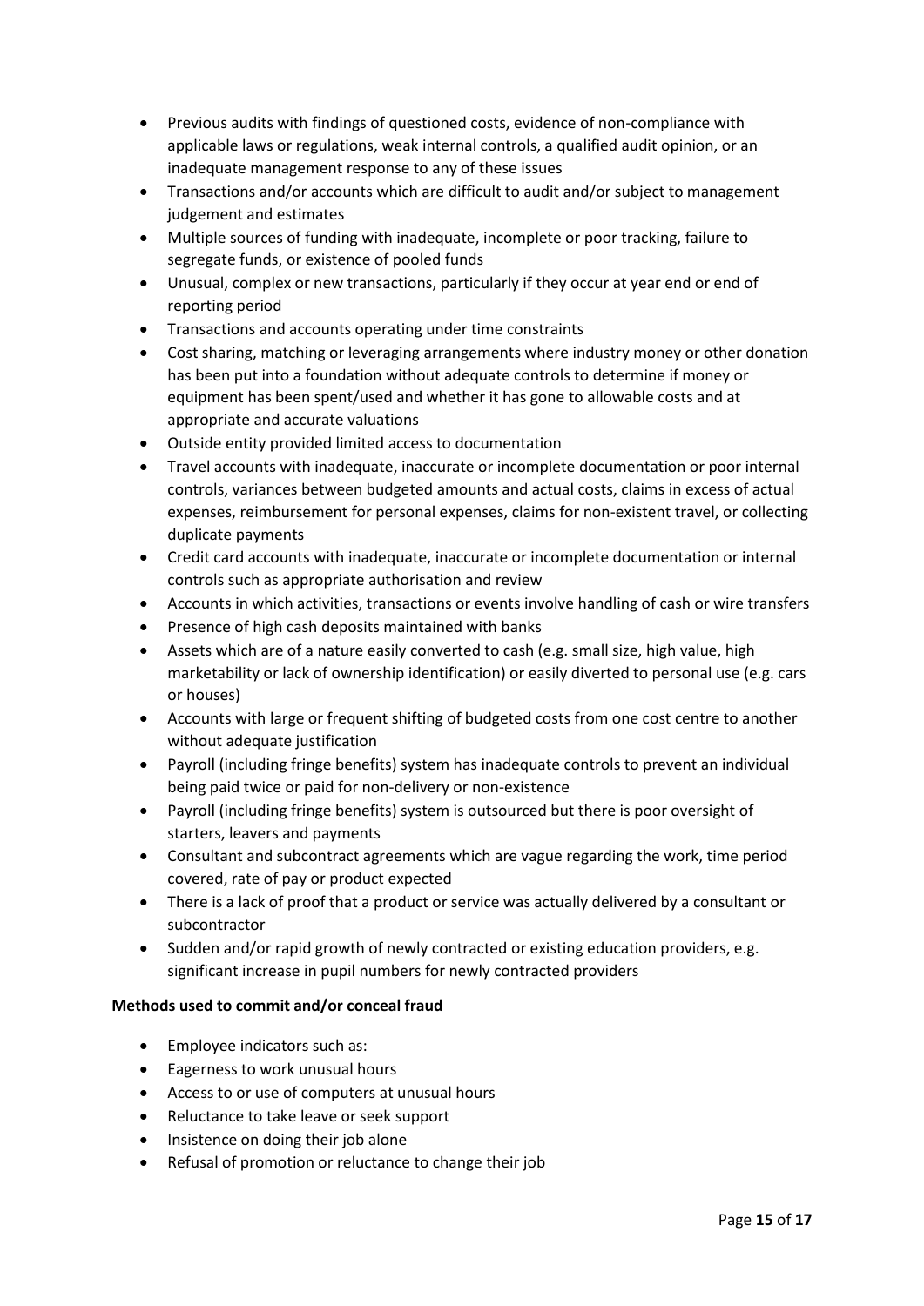- Previous audits with findings of questioned costs, evidence of non-compliance with applicable laws or regulations, weak internal controls, a qualified audit opinion, or an inadequate management response to any of these issues
- Transactions and/or accounts which are difficult to audit and/or subject to management judgement and estimates
- Multiple sources of funding with inadequate, incomplete or poor tracking, failure to segregate funds, or existence of pooled funds
- Unusual, complex or new transactions, particularly if they occur at year end or end of reporting period
- Transactions and accounts operating under time constraints
- Cost sharing, matching or leveraging arrangements where industry money or other donation has been put into a foundation without adequate controls to determine if money or equipment has been spent/used and whether it has gone to allowable costs and at appropriate and accurate valuations
- Outside entity provided limited access to documentation
- Travel accounts with inadequate, inaccurate or incomplete documentation or poor internal controls, variances between budgeted amounts and actual costs, claims in excess of actual expenses, reimbursement for personal expenses, claims for non-existent travel, or collecting duplicate payments
- Credit card accounts with inadequate, inaccurate or incomplete documentation or internal controls such as appropriate authorisation and review
- Accounts in which activities, transactions or events involve handling of cash or wire transfers
- Presence of high cash deposits maintained with banks
- Assets which are of a nature easily converted to cash (e.g. small size, high value, high marketability or lack of ownership identification) or easily diverted to personal use (e.g. cars or houses)
- Accounts with large or frequent shifting of budgeted costs from one cost centre to another without adequate justification
- Payroll (including fringe benefits) system has inadequate controls to prevent an individual being paid twice or paid for non-delivery or non-existence
- Payroll (including fringe benefits) system is outsourced but there is poor oversight of starters, leavers and payments
- Consultant and subcontract agreements which are vague regarding the work, time period covered, rate of pay or product expected
- There is a lack of proof that a product or service was actually delivered by a consultant or subcontractor
- Sudden and/or rapid growth of newly contracted or existing education providers, e.g. significant increase in pupil numbers for newly contracted providers

**Methods used to commit and/or conceal fraud**

- Employee indicators such as:
- Eagerness to work unusual hours
- Access to or use of computers at unusual hours
- Reluctance to take leave or seek support
- Insistence on doing their job alone
- Refusal of promotion or reluctance to change their job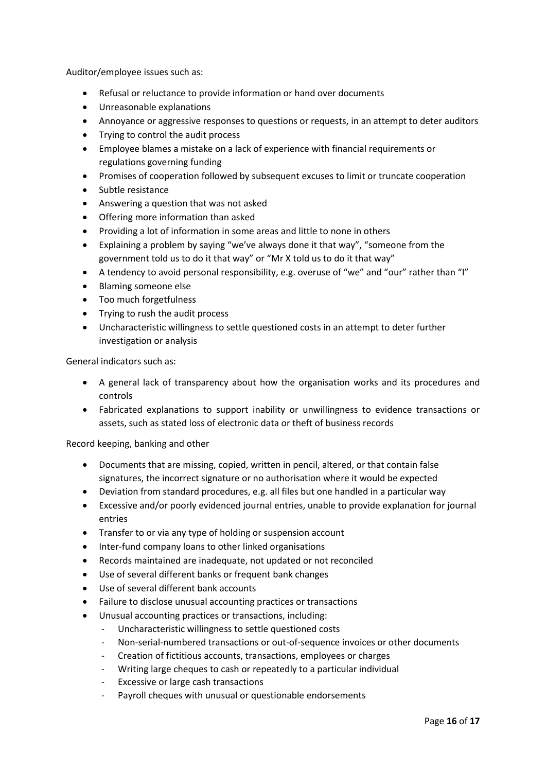Auditor/employee issues such as:

- Refusal or reluctance to provide information or hand over documents
- Unreasonable explanations
- Annoyance or aggressive responses to questions or requests, in an attempt to deter auditors
- Trying to control the audit process
- Employee blames a mistake on a lack of experience with financial requirements or regulations governing funding
- Promises of cooperation followed by subsequent excuses to limit or truncate cooperation
- Subtle resistance
- Answering a question that was not asked
- Offering more information than asked
- Providing a lot of information in some areas and little to none in others
- Explaining a problem by saying "we've always done it that way", "someone from the government told us to do it that way" or "Mr X told us to do it that way"
- A tendency to avoid personal responsibility, e.g. overuse of "we" and "our" rather than "I"
- Blaming someone else
- Too much forgetfulness
- Trying to rush the audit process
- Uncharacteristic willingness to settle questioned costs in an attempt to deter further investigation or analysis

General indicators such as:

- A general lack of transparency about how the organisation works and its procedures and controls
- Fabricated explanations to support inability or unwillingness to evidence transactions or assets, such as stated loss of electronic data or theft of business records

Record keeping, banking and other

- Documents that are missing, copied, written in pencil, altered, or that contain false signatures, the incorrect signature or no authorisation where it would be expected
- Deviation from standard procedures, e.g. all files but one handled in a particular way
- Excessive and/or poorly evidenced journal entries, unable to provide explanation for journal entries
- Transfer to or via any type of holding or suspension account
- Inter-fund company loans to other linked organisations
- Records maintained are inadequate, not updated or not reconciled
- Use of several different banks or frequent bank changes
- Use of several different bank accounts
- Failure to disclose unusual accounting practices or transactions
- Unusual accounting practices or transactions, including:
    - Uncharacteristic willingness to settle questioned costs
    - Non-serial-numbered transactions or out-of-sequence invoices or other documents
    - Creation of fictitious accounts, transactions, employees or charges
    - Writing large cheques to cash or repeatedly to a particular individual
    - Excessive or large cash transactions
    - Payroll cheques with unusual or questionable endorsements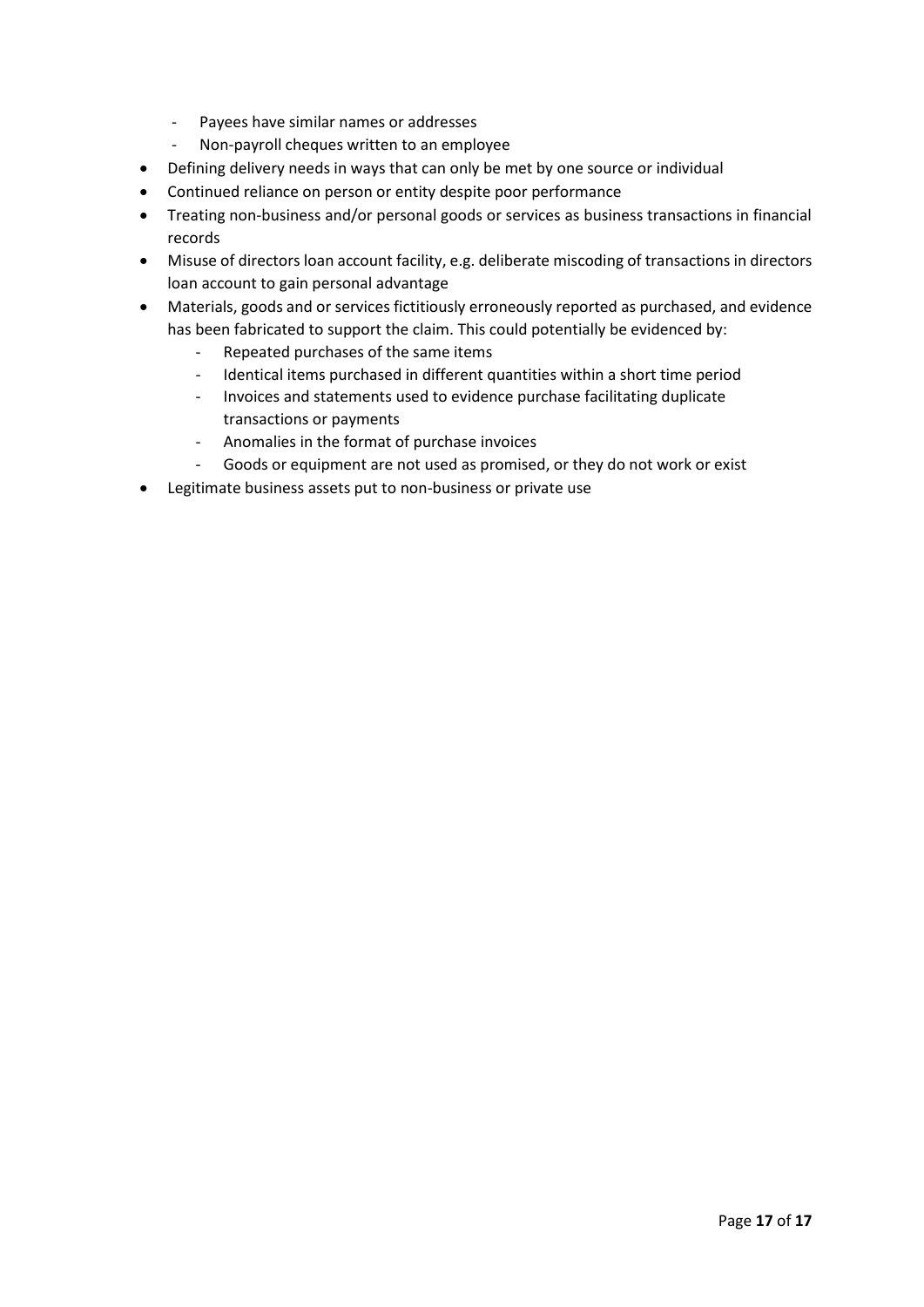- Payees have similar names or addresses
  - Non-payroll cheques written to an employee
- Defining delivery needs in ways that can only be met by one source or individual
- Continued reliance on person or entity despite poor performance
- Treating non-business and/or personal goods or services as business transactions in financial records
- Misuse of directors loan account facility, e.g. deliberate miscoding of transactions in directors loan account to gain personal advantage
- Materials, goods and or services fictitiously erroneously reported as purchased, and evidence has been fabricated to support the claim. This could potentially be evidenced by:
  - Repeated purchases of the same items
  - Identical items purchased in different quantities within a short time period
  - Invoices and statements used to evidence purchase facilitating duplicate transactions or payments
  - Anomalies in the format of purchase invoices
  - Goods or equipment are not used as promised, or they do not work or exist
- Legitimate business assets put to non-business or private use